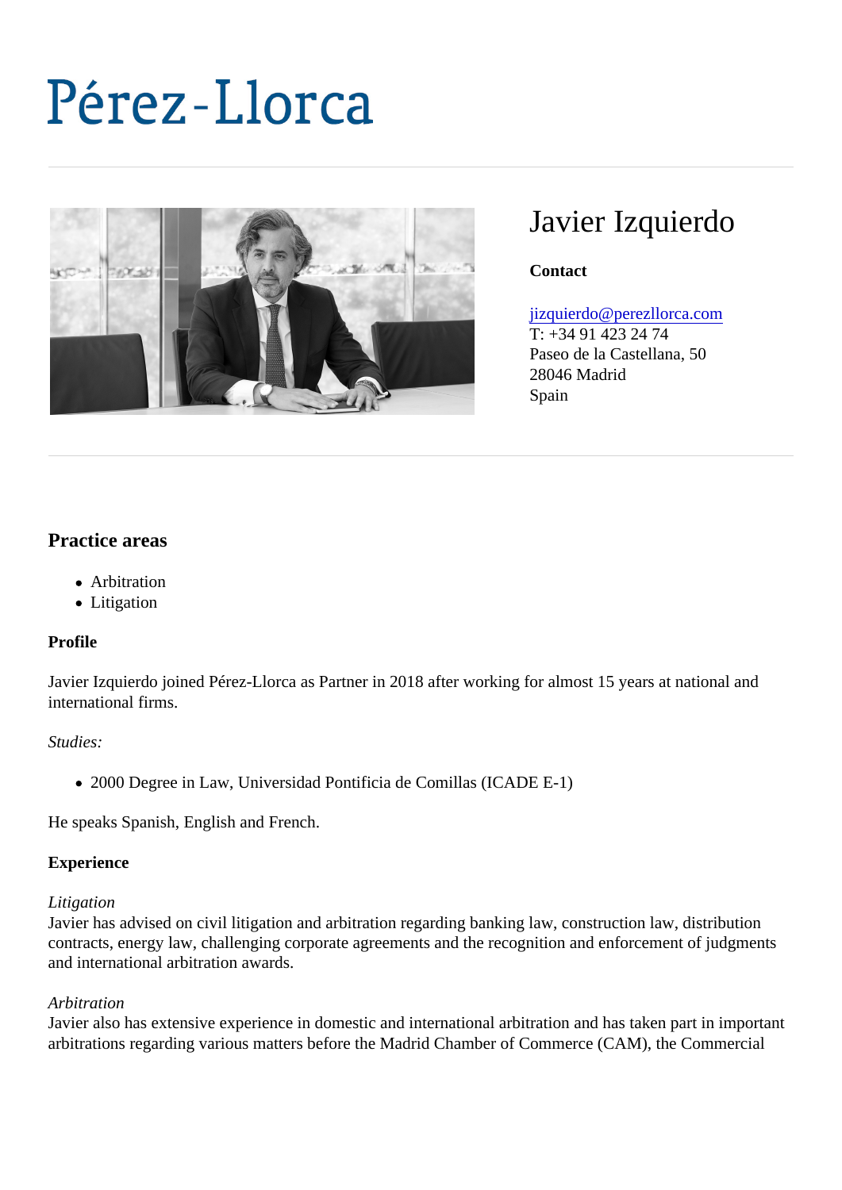# Pérez-Llorca

## Javier Izquierdo

**Contact**

jizquierdo@perezllorca.com
T: +34 91 423 24 74
Paseo de la Castellana, 50
28046 Madrid
Spain

### Practice areas

- Arbitration
- Litigation

**Profile**

Javier Izquierdo joined Pérez-Llorca as Partner in 2018 after working for almost 15 years at national and international firms.

*Studies:*

- 2000 Degree in Law, Universidad Pontificia de Comillas (ICADE E-1)

He speaks Spanish, English and French.

**Experience**

*Litigation*
Javier has advised on civil litigation and arbitration regarding banking law, construction law, distribution contracts, energy law, challenging corporate agreements and the recognition and enforcement of judgments and international arbitration awards.

*Arbitration*
Javier also has extensive experience in domestic and international arbitration and has taken part in important arbitrations regarding various matters before the Madrid Chamber of Commerce (CAM), the Commercial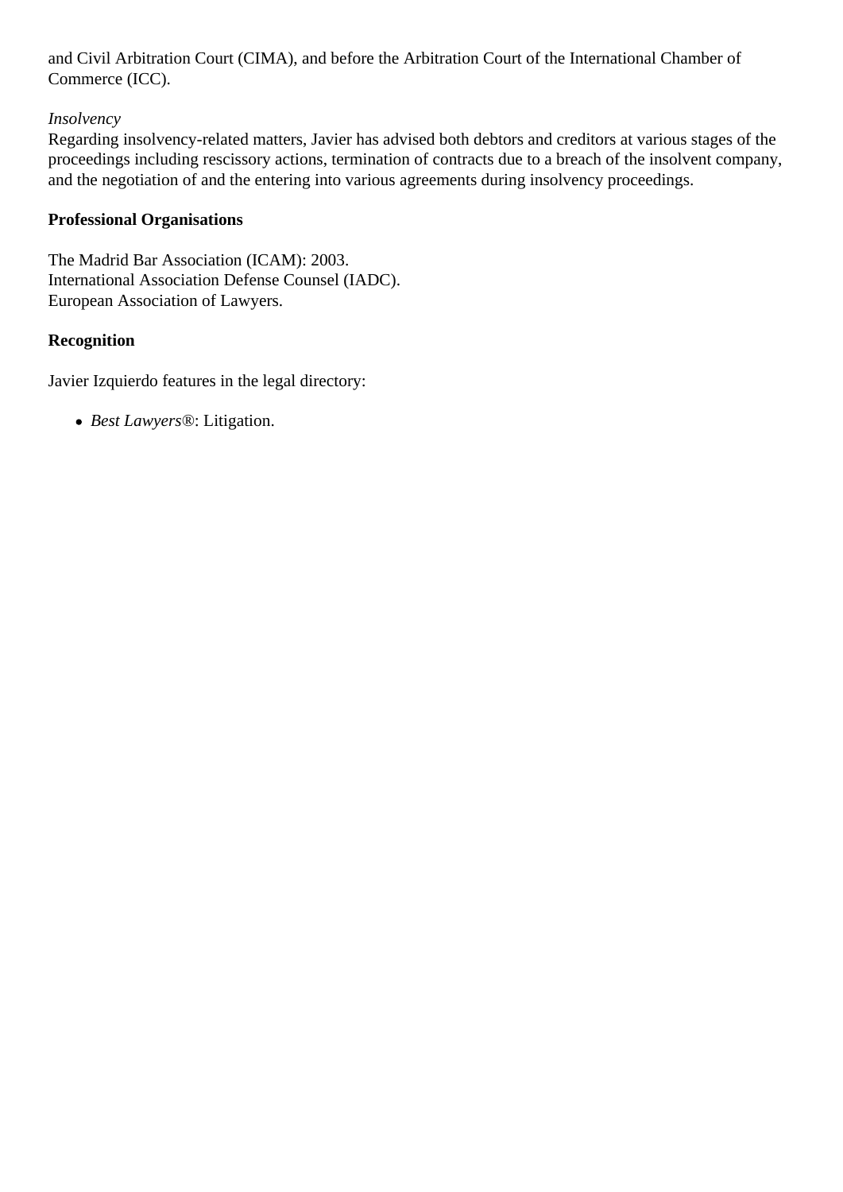and Civil Arbitration Court (CIMA), and before the Arbitration Court of the International Chamber of Commerce (ICC).

*Insolvency*
Regarding insolvency-related matters, Javier has advised both debtors and creditors at various stages of the proceedings including rescissory actions, termination of contracts due to a breach of the insolvent company, and the negotiation of and the entering into various agreements during insolvency proceedings.

**Professional Organisations**

The Madrid Bar Association (ICAM): 2003.
International Association Defense Counsel (IADC).
European Association of Lawyers.

**Recognition**

Javier Izquierdo features in the legal directory:

- *Best Lawyers®*: Litigation.